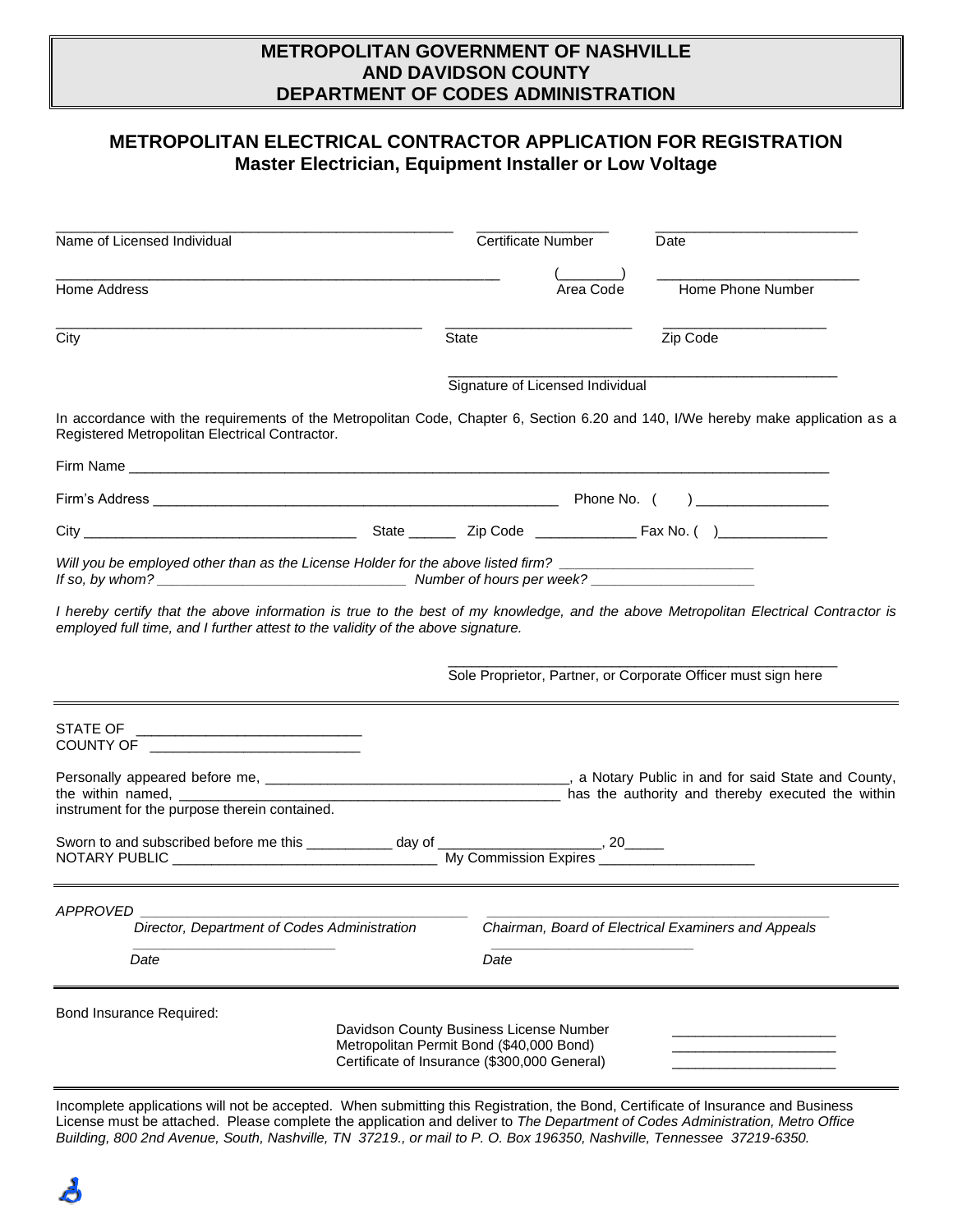# METROPOLITAN GOVERNMENT OF NASHVILLE AND DAVIDSON COUNTY DEPARTMENT OF CODES ADMINISTRATION

## METROPOLITAN ELECTRICAL CONTRACTOR APPLICATION FOR REGISTRATION
### Master Electrician, Equipment Installer or Low Voltage

______________________________ ______________ ______________
Name of Licensed Individual Certificate Number Date

______________________________ (______) ______________
Home Address Area Code Home Phone Number

______________________________ ______________ ______________
City State Zip Code

______________________________
Signature of Licensed Individual

In accordance with the requirements of the Metropolitan Code, Chapter 6, Section 6.20 and 140, I/We hereby make application as a Registered Metropolitan Electrical Contractor.

Firm Name ______________________________________________

Firm's Address ______________________________ Phone No. ( ) ______________

City ______________________ State ______ Zip Code ____________ Fax No. ( )______________

*Will you be employed other than as the License Holder for the above listed firm?* ______________________
*If so, by whom?* ______________________ *Number of hours per week?* ______________

*I hereby certify that the above information is true to the best of my knowledge, and the above Metropolitan Electrical Contractor is employed full time, and I further attest to the validity of the above signature.*

______________________________
Sole Proprietor, Partner, or Corporate Officer must sign here

---

STATE OF ______________________
COUNTY OF ______________________

Personally appeared before me, ______________________________, a Notary Public in and for said State and County, the within named, ______________________________ has the authority and thereby executed the within instrument for the purpose therein contained.

Sworn to and subscribed before me this __________ day of ____________________, 20_____
NOTARY PUBLIC ______________________________ My Commission Expires ____________________

---

*APPROVED* ______________________________ ______________________________
*Director, Department of Codes Administration* *Chairman, Board of Electrical Examiners and Appeals*

______________________ ______________________
*Date* *Date*

---

Bond Insurance Required:

Davidson County Business License Number ______________________
Metropolitan Permit Bond ($40,000 Bond) ______________________
Certificate of Insurance ($300,000 General) ______________________

---

Incomplete applications will not be accepted. When submitting this Registration, the Bond, Certificate of Insurance and Business License must be attached. Please complete the application and deliver to *The Department of Codes Administration, Metro Office Building, 800 2nd Avenue, South, Nashville, TN 37219., or mail to P. O. Box 196350, Nashville, Tennessee 37219-6350.*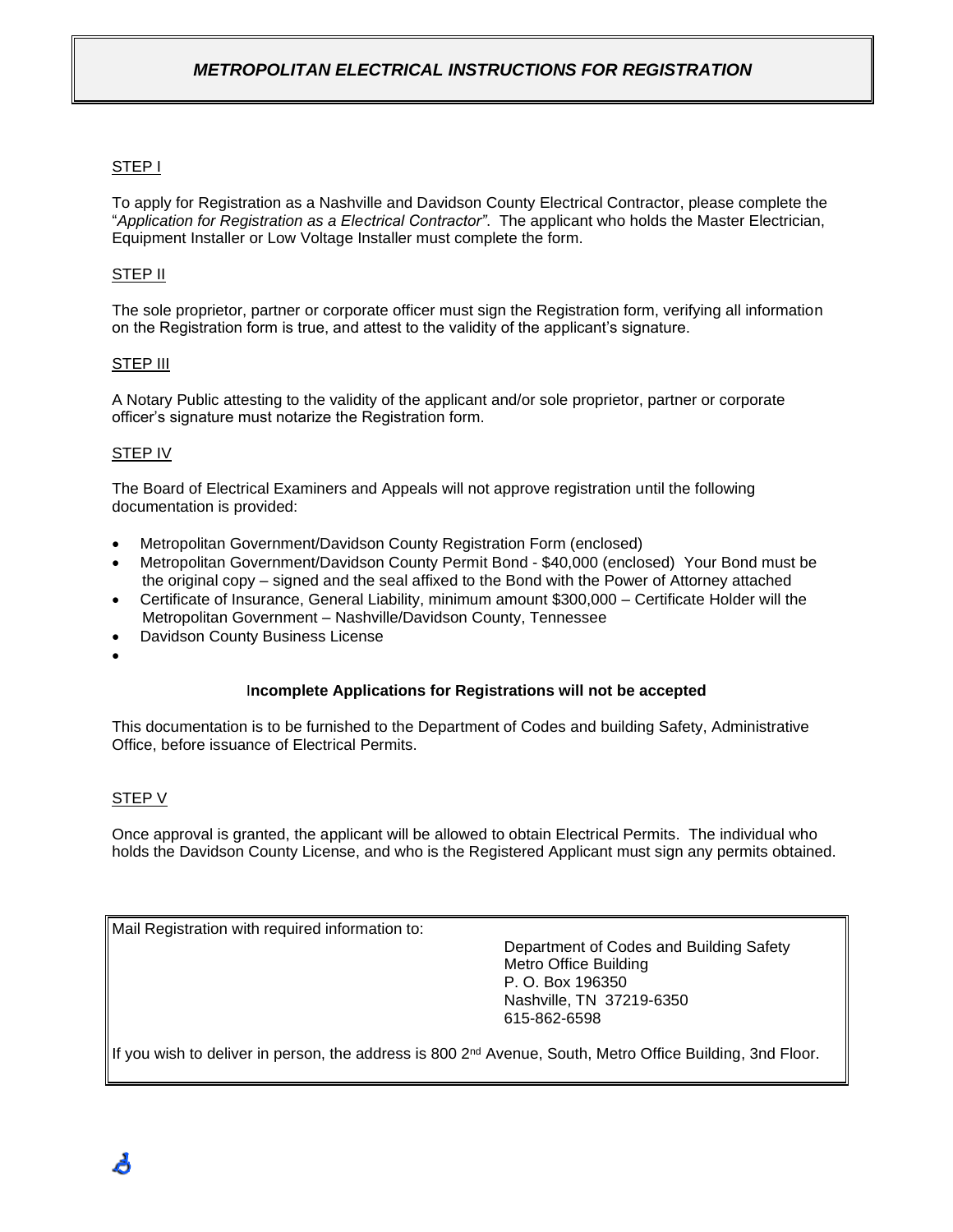# *METROPOLITAN ELECTRICAL INSTRUCTIONS FOR REGISTRATION*

STEP I

To apply for Registration as a Nashville and Davidson County Electrical Contractor, please complete the "*Application for Registration as a Electrical Contractor"*. The applicant who holds the Master Electrician, Equipment Installer or Low Voltage Installer must complete the form.

STEP II

The sole proprietor, partner or corporate officer must sign the Registration form, verifying all information on the Registration form is true, and attest to the validity of the applicant's signature.

STEP III

A Notary Public attesting to the validity of the applicant and/or sole proprietor, partner or corporate officer's signature must notarize the Registration form.

STEP IV

The Board of Electrical Examiners and Appeals will not approve registration until the following documentation is provided:

- Metropolitan Government/Davidson County Registration Form (enclosed)
- Metropolitan Government/Davidson County Permit Bond - $40,000 (enclosed) Your Bond must be the original copy – signed and the seal affixed to the Bond with the Power of Attorney attached
- Certificate of Insurance, General Liability, minimum amount $300,000 – Certificate Holder will the Metropolitan Government – Nashville/Davidson County, Tennessee
- Davidson County Business License
-

**Incomplete Applications for Registrations will not be accepted**

This documentation is to be furnished to the Department of Codes and building Safety, Administrative Office, before issuance of Electrical Permits.

STEP V

Once approval is granted, the applicant will be allowed to obtain Electrical Permits. The individual who holds the Davidson County License, and who is the Registered Applicant must sign any permits obtained.

Mail Registration with required information to:

Department of Codes and Building Safety
Metro Office Building
P. O. Box 196350
Nashville, TN 37219-6350
615-862-6598

If you wish to deliver in person, the address is 800 2nd Avenue, South, Metro Office Building, 3nd Floor.